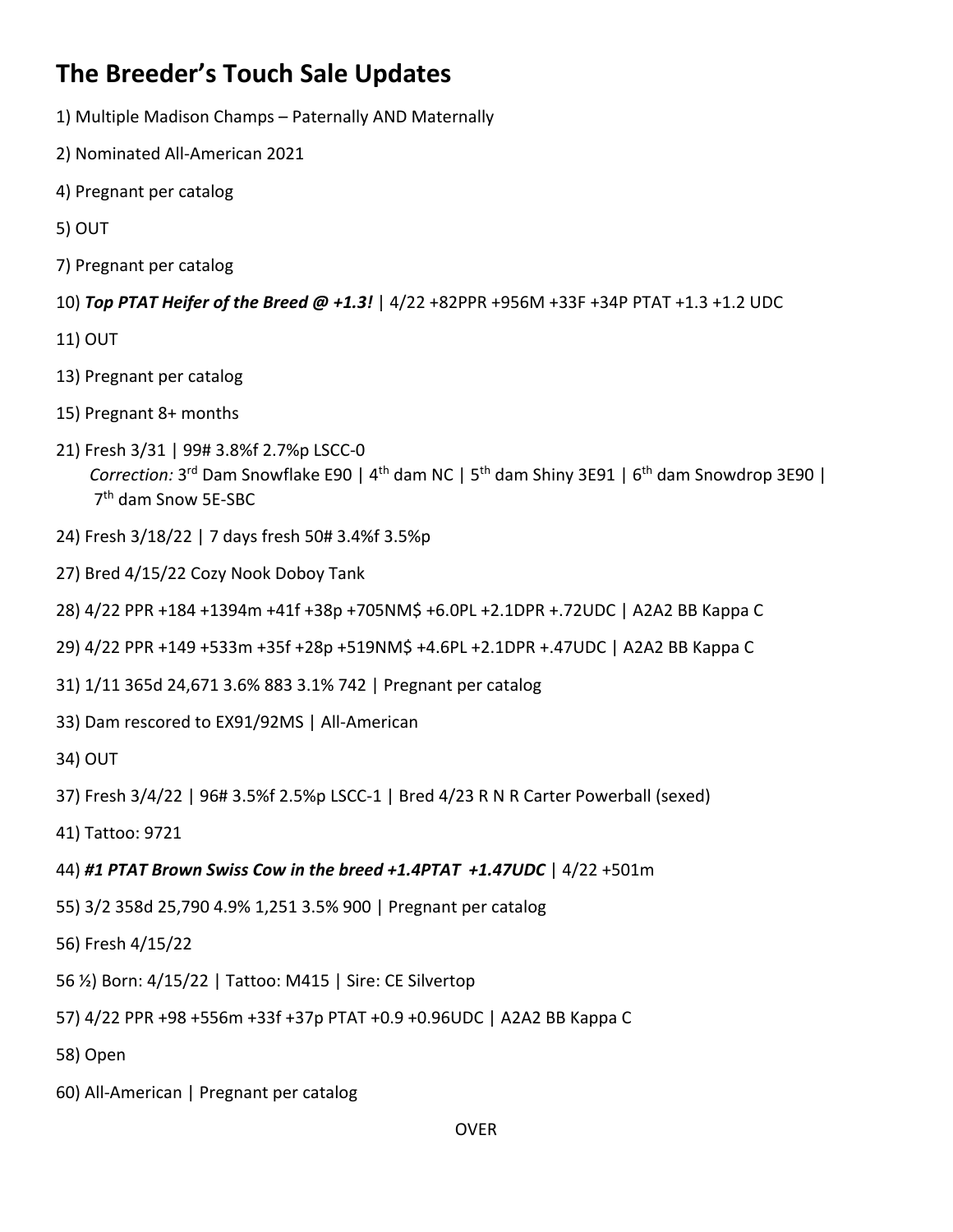# The Breeder's Touch Sale Updates

1) Multiple Madison Champs – Paternally AND Maternally

2) Nominated All-American 2021

4) Pregnant per catalog

5) OUT

7) Pregnant per catalog

10) ***Top PTAT Heifer of the Breed @ +1.3!*** | 4/22 +82PPR +956M +33F +34P PTAT +1.3 +1.2 UDC

11) OUT

13) Pregnant per catalog

15) Pregnant 8+ months

21) Fresh 3/31 | 99# 3.8%f 2.7%p LSCC-0
   *Correction:* 3rd Dam Snowflake E90 | 4th dam NC | 5th dam Shiny 3E91 | 6th dam Snowdrop 3E90 | 7th dam Snow 5E-SBC

24) Fresh 3/18/22 | 7 days fresh 50# 3.4%f 3.5%p

27) Bred 4/15/22 Cozy Nook Doboy Tank

28) 4/22 PPR +184 +1394m +41f +38p +705NM$ +6.0PL +2.1DPR +.72UDC | A2A2 BB Kappa C

29) 4/22 PPR +149 +533m +35f +28p +519NM$ +4.6PL +2.1DPR +.47UDC | A2A2 BB Kappa C

31) 1/11 365d 24,671 3.6% 883 3.1% 742 | Pregnant per catalog

33) Dam rescored to EX91/92MS | All-American

34) OUT

37) Fresh 3/4/22 | 96# 3.5%f 2.5%p LSCC-1 | Bred 4/23 R N R Carter Powerball (sexed)

41) Tattoo: 9721

44) ***#1 PTAT Brown Swiss Cow in the breed +1.4PTAT +1.47UDC*** | 4/22 +501m

55) 3/2 358d 25,790 4.9% 1,251 3.5% 900 | Pregnant per catalog

56) Fresh 4/15/22

56 ½) Born: 4/15/22 | Tattoo: M415 | Sire: CE Silvertop

57) 4/22 PPR +98 +556m +33f +37p PTAT +0.9 +0.96UDC | A2A2 BB Kappa C

58) Open

60) All-American | Pregnant per catalog

OVER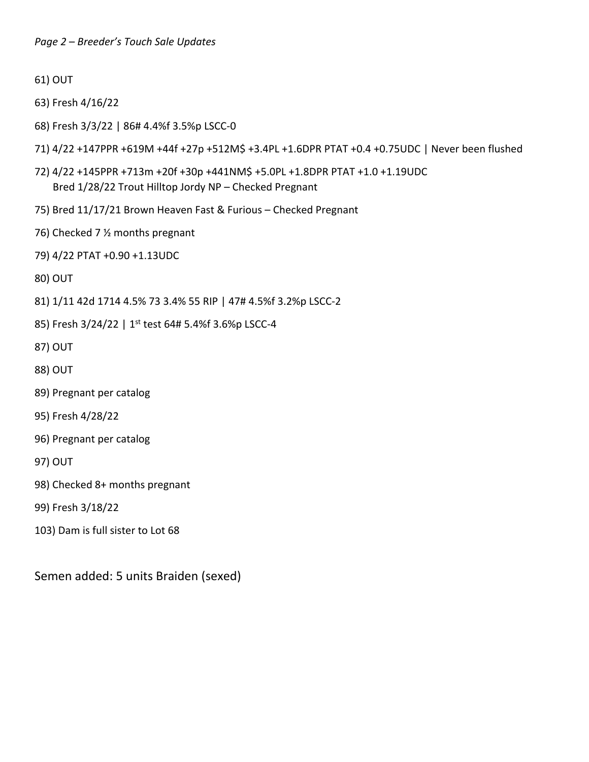61) OUT

63) Fresh 4/16/22

68) Fresh 3/3/22 | 86# 4.4%f 3.5%p LSCC-0

71) 4/22 +147PPR +619M +44f +27p +512M$ +3.4PL +1.6DPR PTAT +0.4 +0.75UDC | Never been flushed

72) 4/22 +145PPR +713m +20f +30p +441NM$ +5.0PL +1.8DPR PTAT +1.0 +1.19UDC
Bred 1/28/22 Trout Hilltop Jordy NP – Checked Pregnant

75) Bred 11/17/21 Brown Heaven Fast & Furious – Checked Pregnant

76) Checked 7 ½ months pregnant

79) 4/22 PTAT +0.90 +1.13UDC

80) OUT

81) 1/11 42d 1714 4.5% 73 3.4% 55 RIP | 47# 4.5%f 3.2%p LSCC-2

85) Fresh 3/24/22 | 1st test 64# 5.4%f 3.6%p LSCC-4

87) OUT

88) OUT

89) Pregnant per catalog

95) Fresh 4/28/22

96) Pregnant per catalog

97) OUT

98) Checked 8+ months pregnant

99) Fresh 3/18/22

103) Dam is full sister to Lot 68

Semen added: 5 units Braiden (sexed)